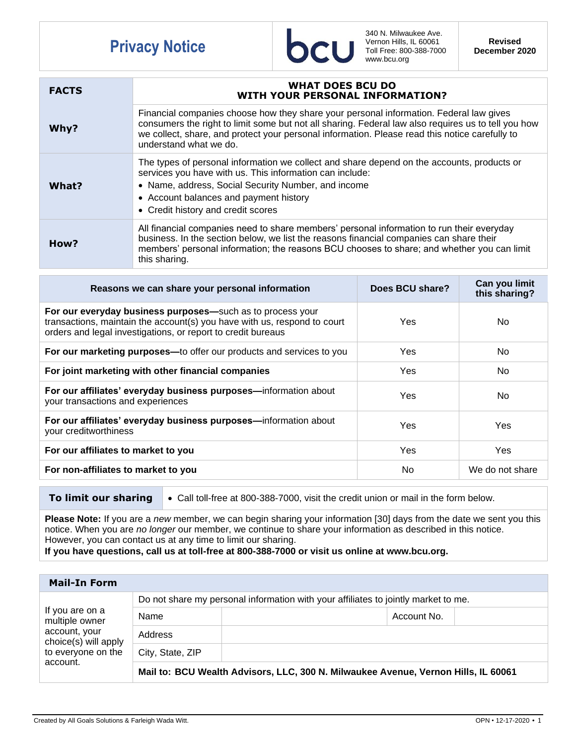# Privacy Notice

bcu

340 N. Milwaukee Ave.
Vernon Hills, IL 60061
Toll Free: 800-388-7000
www.bcu.org

**Revised December 2020**

| FACTS | WHAT DOES BCU DO WITH YOUR PERSONAL INFORMATION? |
|---|---|
| **Why?** | Financial companies choose how they share your personal information. Federal law gives consumers the right to limit some but not all sharing. Federal law also requires us to tell you how we collect, share, and protect your personal information. Please read this notice carefully to understand what we do. |
| **What?** | The types of personal information we collect and share depend on the accounts, products or services you have with us. This information can include:<br>• Name, address, Social Security Number, and income<br>• Account balances and payment history<br>• Credit history and credit scores |
| **How?** | All financial companies need to share members' personal information to run their everyday business. In the section below, we list the reasons financial companies can share their members' personal information; the reasons BCU chooses to share; and whether you can limit this sharing. |

| Reasons we can share your personal information | Does BCU share? | Can you limit this sharing? |
|---|---|---|
| **For our everyday business purposes—**such as to process your transactions, maintain the account(s) you have with us, respond to court orders and legal investigations, or report to credit bureaus | Yes | No |
| **For our marketing purposes—**to offer our products and services to you | Yes | No |
| **For joint marketing with other financial companies** | Yes | No |
| **For our affiliates' everyday business purposes—**information about your transactions and experiences | Yes | No |
| **For our affiliates' everyday business purposes—**information about your creditworthiness | Yes | Yes |
| **For our affiliates to market to you** | Yes | Yes |
| **For non-affiliates to market to you** | No | We do not share |

| To limit our sharing | • Call toll-free at 800-388-7000, visit the credit union or mail in the form below. |
|---|---|

**Please Note:** If you are a *new* member, we can begin sharing your information [30] days from the date we sent you this notice. When you are *no longer* our member, we continue to share your information as described in this notice. However, you can contact us at any time to limit our sharing.
**If you have questions, call us at toll-free at 800-388-7000 or visit us online at www.bcu.org.**

## Mail-In Form

| If you are on a multiple owner account, your choice(s) will apply to everyone on the account. | Do not share my personal information with your affiliates to jointly market to me. | | | |
|---|---|---|---|---|
| | Name | | Account No. | |
| | Address | | | |
| | City, State, ZIP | | | |
| | **Mail to: BCU Wealth Advisors, LLC, 300 N. Milwaukee Avenue, Vernon Hills, IL 60061** | | | |

Created by All Goals Solutions & Farleigh Wada Witt.

OPN • 12-17-2020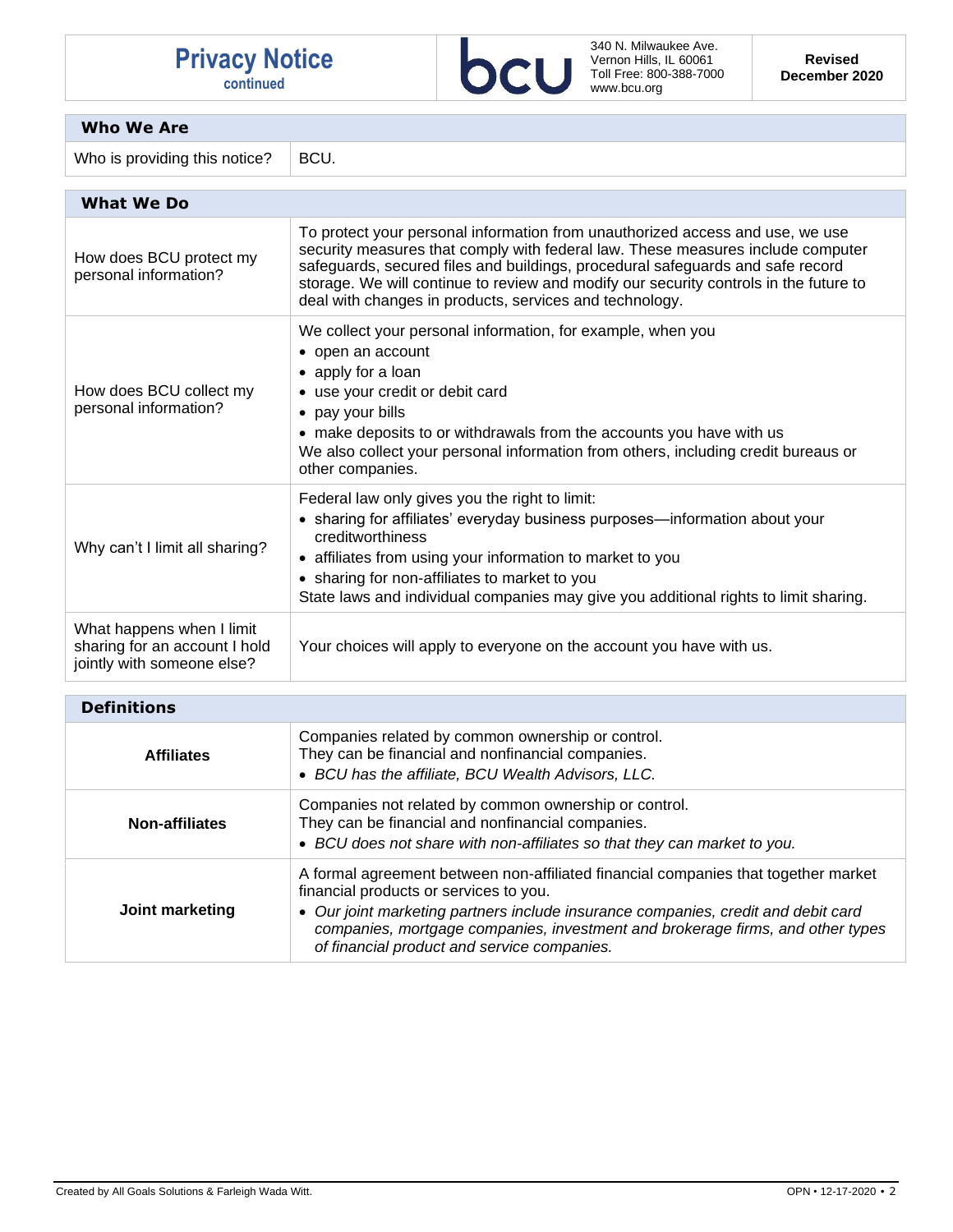# Privacy Notice
continued

340 N. Milwaukee Ave.
Vernon Hills, IL 60061
Toll Free: 800-388-7000
www.bcu.org

**Revised December 2020**

| **Who We Are** | |
|---|---|
| Who is providing this notice? | BCU. |

| **What We Do** | |
|---|---|
| How does BCU protect my personal information? | To protect your personal information from unauthorized access and use, we use security measures that comply with federal law. These measures include computer safeguards, secured files and buildings, procedural safeguards and safe record storage. We will continue to review and modify our security controls in the future to deal with changes in products, services and technology. |
| How does BCU collect my personal information? | We collect your personal information, for example, when you<br>• open an account<br>• apply for a loan<br>• use your credit or debit card<br>• pay your bills<br>• make deposits to or withdrawals from the accounts you have with us<br>We also collect your personal information from others, including credit bureaus or other companies. |
| Why can't I limit all sharing? | Federal law only gives you the right to limit:<br>• sharing for affiliates' everyday business purposes—information about your creditworthiness<br>• affiliates from using your information to market to you<br>• sharing for non-affiliates to market to you<br>State laws and individual companies may give you additional rights to limit sharing. |
| What happens when I limit sharing for an account I hold jointly with someone else? | Your choices will apply to everyone on the account you have with us. |

| **Definitions** | |
|---|---|
| **Affiliates** | Companies related by common ownership or control.<br>They can be financial and nonfinancial companies.<br>• *BCU has the affiliate, BCU Wealth Advisors, LLC.* |
| **Non-affiliates** | Companies not related by common ownership or control.<br>They can be financial and nonfinancial companies.<br>• *BCU does not share with non-affiliates so that they can market to you.* |
| **Joint marketing** | A formal agreement between non-affiliated financial companies that together market financial products or services to you.<br>• *Our joint marketing partners include insurance companies, credit and debit card companies, mortgage companies, investment and brokerage firms, and other types of financial product and service companies.* |

Created by All Goals Solutions & Farleigh Wada Witt.

OPN • 12-17-2020